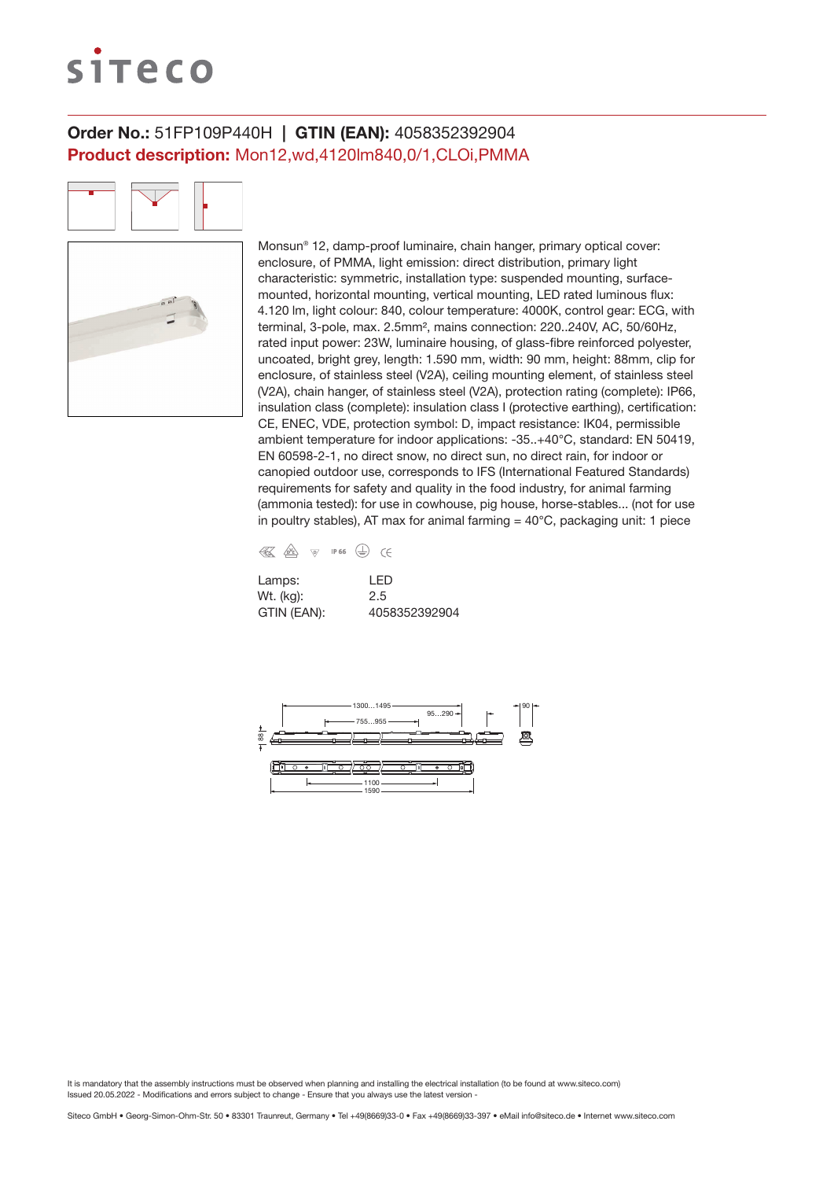**Order No.:** 51FP109P440H **| GTIN (EAN):** 4058352392904

**Product description:** Mon12,wd,4120lm840,0/1,CLOi,PMMA

Monsun® 12, damp-proof luminaire, chain hanger, primary optical cover: enclosure, of PMMA, light emission: direct distribution, primary light characteristic: symmetric, installation type: suspended mounting, surface-mounted, horizontal mounting, vertical mounting, LED rated luminous flux: 4.120 lm, light colour: 840, colour temperature: 4000K, control gear: ECG, with terminal, 3-pole, max. 2.5mm², mains connection: 220..240V, AC, 50/60Hz, rated input power: 23W, luminaire housing, of glass-fibre reinforced polyester, uncoated, bright grey, length: 1.590 mm, width: 90 mm, height: 88mm, clip for enclosure, of stainless steel (V2A), ceiling mounting element, of stainless steel (V2A), chain hanger, of stainless steel (V2A), protection rating (complete): IP66, insulation class (complete): insulation class I (protective earthing), certification: CE, ENEC, VDE, protection symbol: D, impact resistance: IK04, permissible ambient temperature for indoor applications: -35..+40°C, standard: EN 50419, EN 60598-2-1, no direct snow, no direct sun, no direct rain, for indoor or canopied outdoor use, corresponds to IFS (International Featured Standards) requirements for safety and quality in the food industry, for animal farming (ammonia tested): for use in cowhouse, pig house, horse-stables... (not for use in poultry stables), AT max for animal farming = 40°C, packaging unit: 1 piece

IP 66 CE

| | |
|---|---|
| Lamps: | LED |
| Wt. (kg): | 2.5 |
| GTIN (EAN): | 4058352392904 |

1300...1495 · 95...290 · 755...955 · 88 · 90 · 1100 · 1590

It is mandatory that the assembly instructions must be observed when planning and installing the electrical installation (to be found at www.siteco.com)
Issued 20.05.2022 - Modifications and errors subject to change - Ensure that you always use the latest version -

Siteco GmbH • Georg-Simon-Ohm-Str. 50 • 83301 Traunreut, Germany • Tel +49(8669)33-0 • Fax +49(8669)33-397 • eMail info@siteco.de • Internet www.siteco.com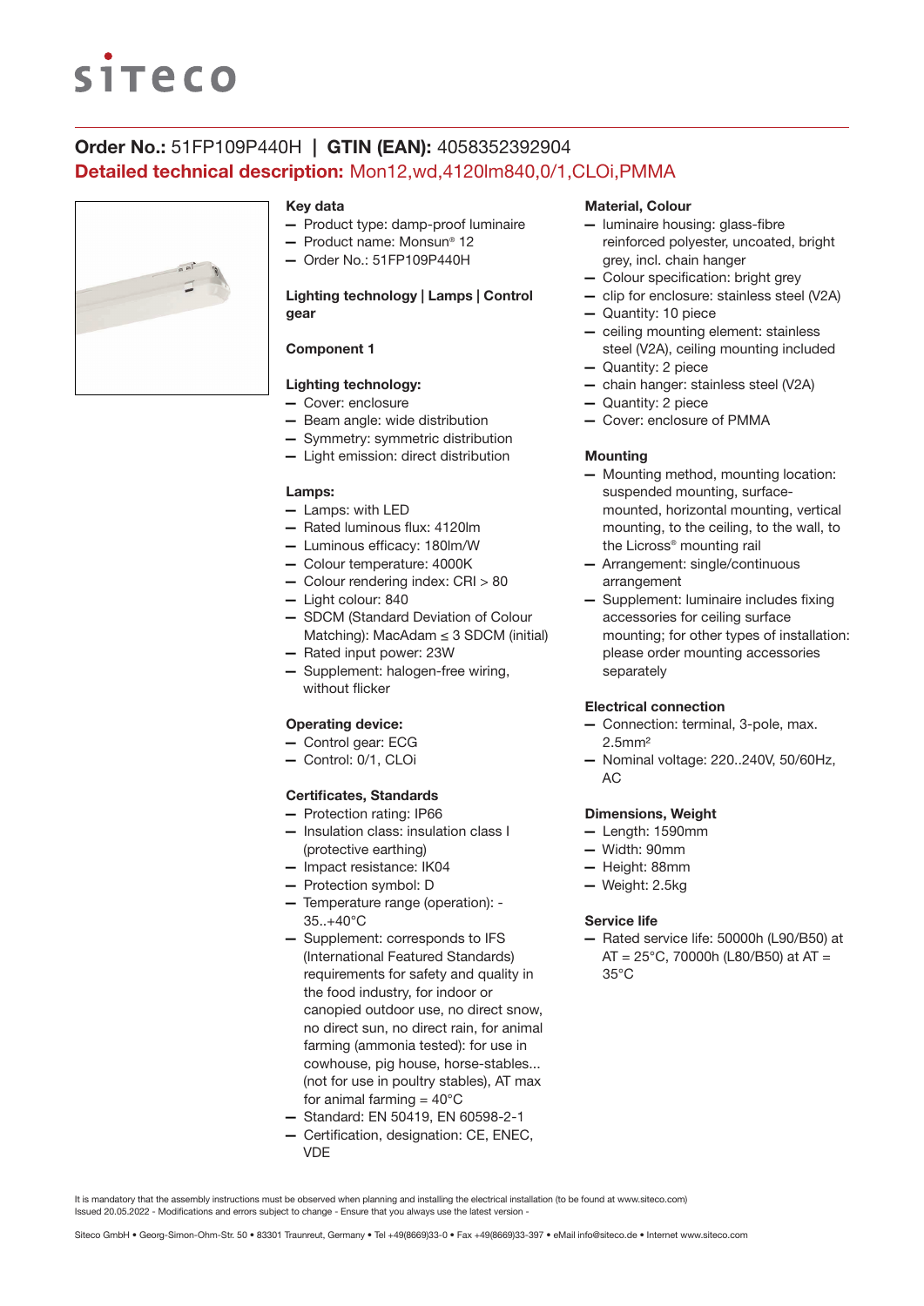# siteco

**Order No.:** 51FP109P440H | **GTIN (EAN):** 4058352392904

**Detailed technical description:** Mon12,wd,4120lm840,0/1,CLOi,PMMA

### Key data

- Product type: damp-proof luminaire
- Product name: Monsun® 12
- Order No.: 51FP109P440H

### Lighting technology | Lamps | Control gear

### Component 1

### Lighting technology:

- Cover: enclosure
- Beam angle: wide distribution
- Symmetry: symmetric distribution
- Light emission: direct distribution

### Lamps:

- Lamps: with LED
- Rated luminous flux: 4120lm
- Luminous efficacy: 180lm/W
- Colour temperature: 4000K
- Colour rendering index: CRI > 80
- Light colour: 840
- SDCM (Standard Deviation of Colour Matching): MacAdam ≤ 3 SDCM (initial)
- Rated input power: 23W
- Supplement: halogen-free wiring, without flicker

### Operating device:

- Control gear: ECG
- Control: 0/1, CLOi

### Certificates, Standards

- Protection rating: IP66
- Insulation class: insulation class I (protective earthing)
- Impact resistance: IK04
- Protection symbol: D
- Temperature range (operation): -35..+40°C
- Supplement: corresponds to IFS (International Featured Standards) requirements for safety and quality in the food industry, for indoor or canopied outdoor use, no direct snow, no direct sun, no direct rain, for animal farming (ammonia tested): for use in cowhouse, pig house, horse-stables... (not for use in poultry stables), AT max for animal farming = 40°C
- Standard: EN 50419, EN 60598-2-1
- Certification, designation: CE, ENEC, VDE

### Material, Colour

- luminaire housing: glass-fibre reinforced polyester, uncoated, bright grey, incl. chain hanger
- Colour specification: bright grey
- clip for enclosure: stainless steel (V2A)
- Quantity: 10 piece
- ceiling mounting element: stainless steel (V2A), ceiling mounting included
- Quantity: 2 piece
- chain hanger: stainless steel (V2A)
- Quantity: 2 piece
- Cover: enclosure of PMMA

### Mounting

- Mounting method, mounting location: suspended mounting, surface-mounted, horizontal mounting, vertical mounting, to the ceiling, to the wall, to the Licross® mounting rail
- Arrangement: single/continuous arrangement
- Supplement: luminaire includes fixing accessories for ceiling surface mounting; for other types of installation: please order mounting accessories separately

### Electrical connection

- Connection: terminal, 3-pole, max. 2.5mm²
- Nominal voltage: 220..240V, 50/60Hz, AC

### Dimensions, Weight

- Length: 1590mm
- Width: 90mm
- Height: 88mm
- Weight: 2.5kg

### Service life

- Rated service life: 50000h (L90/B50) at AT = 25°C, 70000h (L80/B50) at AT = 35°C

It is mandatory that the assembly instructions must be observed when planning and installing the electrical installation (to be found at www.siteco.com)
Issued 20.05.2022 - Modifications and errors subject to change - Ensure that you always use the latest version -

Siteco GmbH • Georg-Simon-Ohm-Str. 50 • 83301 Traunreut, Germany • Tel +49(8669)33-0 • Fax +49(8669)33-397 • eMail info@siteco.de • Internet www.siteco.com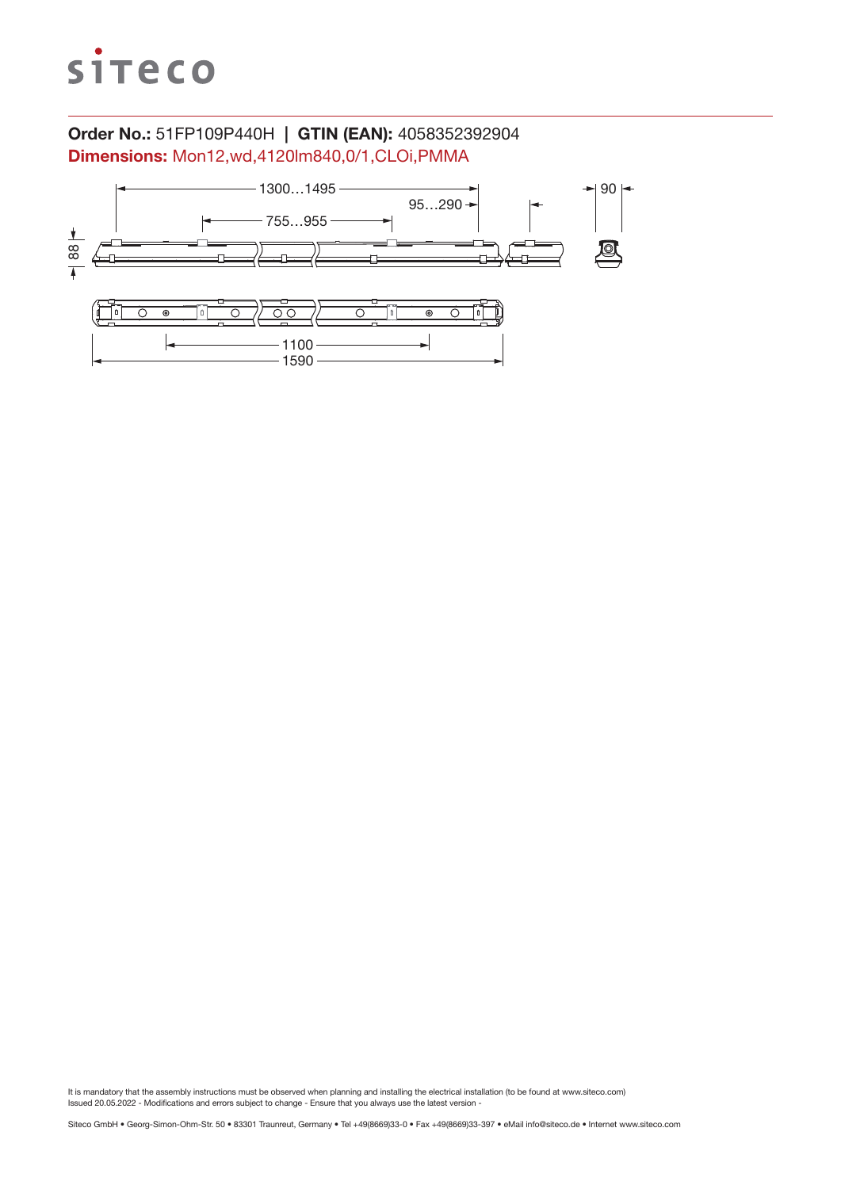**Order No.:** 51FP109P440H | **GTIN (EAN):** 4058352392904

**Dimensions:** Mon12,wd,4120lm840,0/1,CLOi,PMMA

It is mandatory that the assembly instructions must be observed when planning and installing the electrical installation (to be found at www.siteco.com)
Issued 20.05.2022 - Modifications and errors subject to change - Ensure that you always use the latest version -

Siteco GmbH • Georg-Simon-Ohm-Str. 50 • 83301 Traunreut, Germany • Tel +49(8669)33-0 • Fax +49(8669)33-397 • eMail info@siteco.de • Internet www.siteco.com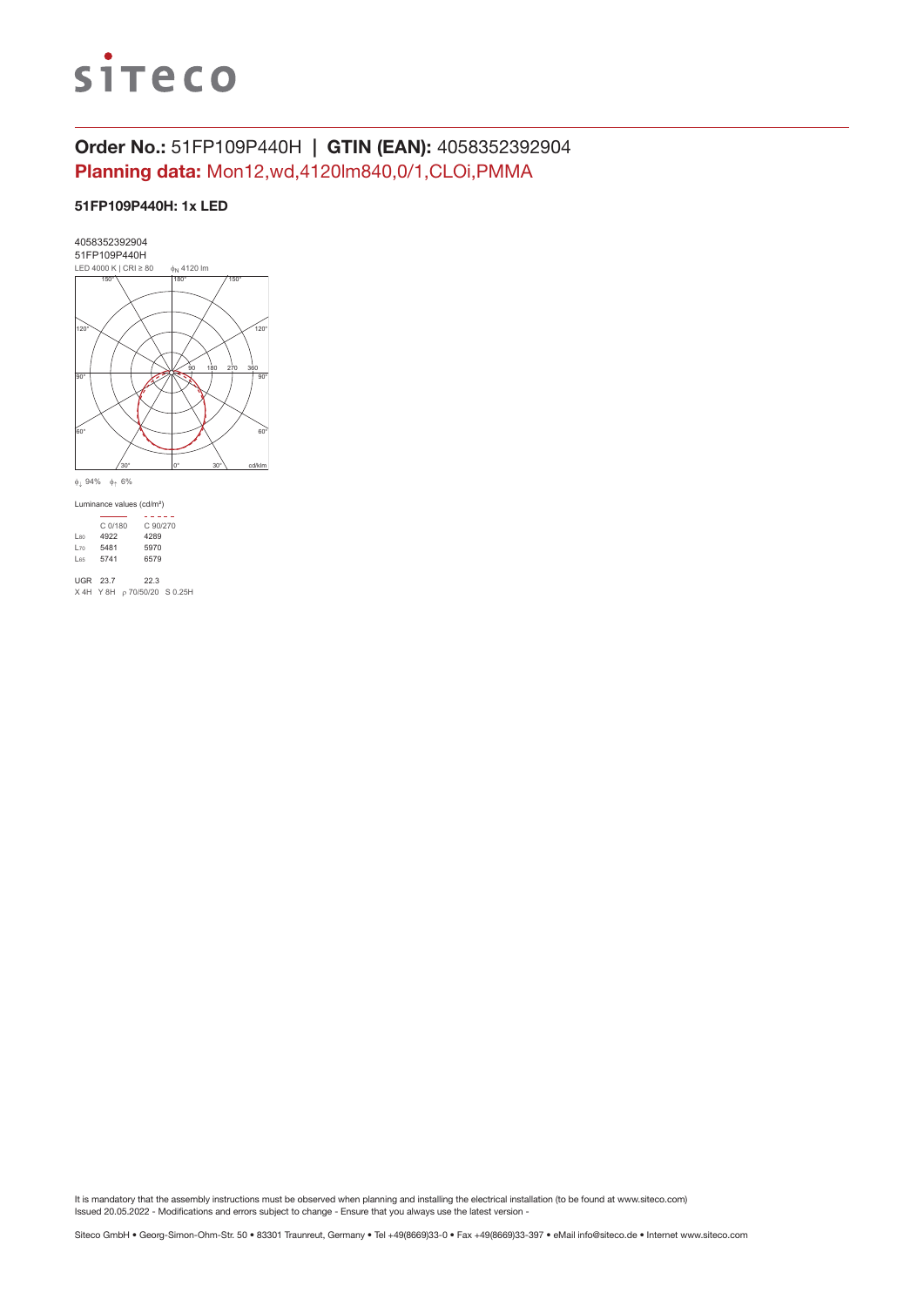## **Order No.:** 51FP109P440H | **GTIN (EAN):** 4058352392904

## **Planning data:** Mon12,wd,4120lm840,0/1,CLOi,PMMA

### 51FP109P440H: 1x LED

4058352392904
51FP109P440H
LED 4000 K | CRI ≥ 80 $\phi_N$ 4120 lm

150° 180° 150°
120° 120°
90 180 270 360
90° 90°
60° 60°
30° 0° 30° cd/klm

$\phi_\downarrow$ 94% $\phi_\uparrow$ 6%

Luminance values (cd/m²)

| | C 0/180 | C 90/270 |
|---|---|---|
| $L_{80}$ | 4922 | 4289 |
| $L_{70}$ | 5481 | 5970 |
| $L_{65}$ | 5741 | 6579 |
| | | |
| UGR | 23.7 | 22.3 |

X 4H Y 8H ρ 70/50/20 S 0.25H

It is mandatory that the assembly instructions must be observed when planning and installing the electrical installation (to be found at www.siteco.com)
Issued 20.05.2022 - Modifications and errors subject to change - Ensure that you always use the latest version -

Siteco GmbH • Georg-Simon-Ohm-Str. 50 • 83301 Traunreut, Germany • Tel +49(8669)33-0 • Fax +49(8669)33-397 • eMail info@siteco.de • Internet www.siteco.com